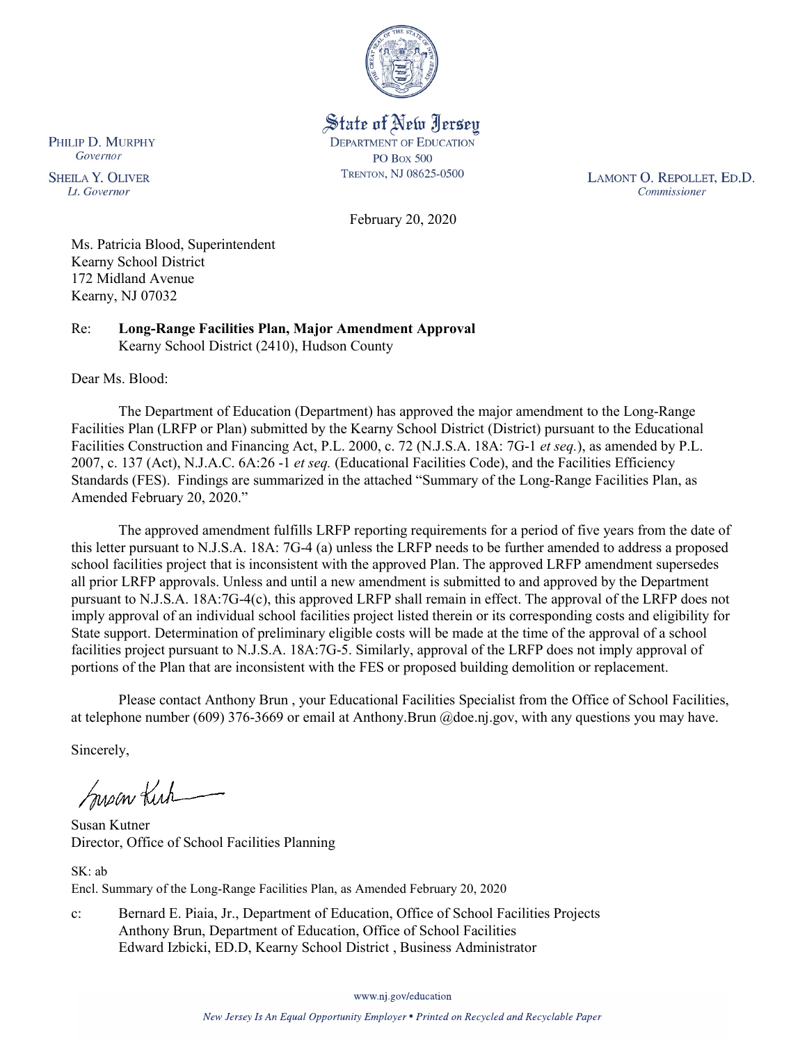State of New Jersey
DEPARTMENT OF EDUCATION
PO BOX 500
TRENTON, NJ 08625-0500

PHILIP D. MURPHY
*Governor*

SHEILA Y. OLIVER
*Lt. Governor*

LAMONT O. REPOLLET, ED.D.
*Commissioner*

February 20, 2020

Ms. Patricia Blood, Superintendent
Kearny School District
172 Midland Avenue
Kearny, NJ 07032

Re: **Long-Range Facilities Plan, Major Amendment Approval**
Kearny School District (2410), Hudson County

Dear Ms. Blood:

The Department of Education (Department) has approved the major amendment to the Long-Range Facilities Plan (LRFP or Plan) submitted by the Kearny School District (District) pursuant to the Educational Facilities Construction and Financing Act, P.L. 2000, c. 72 (N.J.S.A. 18A: 7G-1 *et seq.*), as amended by P.L. 2007, c. 137 (Act), N.J.A.C. 6A:26 -1 *et seq.* (Educational Facilities Code), and the Facilities Efficiency Standards (FES). Findings are summarized in the attached "Summary of the Long-Range Facilities Plan, as Amended February 20, 2020."

The approved amendment fulfills LRFP reporting requirements for a period of five years from the date of this letter pursuant to N.J.S.A. 18A: 7G-4 (a) unless the LRFP needs to be further amended to address a proposed school facilities project that is inconsistent with the approved Plan. The approved LRFP amendment supersedes all prior LRFP approvals. Unless and until a new amendment is submitted to and approved by the Department pursuant to N.J.S.A. 18A:7G-4(c), this approved LRFP shall remain in effect. The approval of the LRFP does not imply approval of an individual school facilities project listed therein or its corresponding costs and eligibility for State support. Determination of preliminary eligible costs will be made at the time of the approval of a school facilities project pursuant to N.J.S.A. 18A:7G-5. Similarly, approval of the LRFP does not imply approval of portions of the Plan that are inconsistent with the FES or proposed building demolition or replacement.

Please contact Anthony Brun , your Educational Facilities Specialist from the Office of School Facilities, at telephone number (609) 376-3669 or email at Anthony.Brun @doe.nj.gov, with any questions you may have.

Sincerely,

Susan Kutner
Director, Office of School Facilities Planning

SK: ab
Encl. Summary of the Long-Range Facilities Plan, as Amended February 20, 2020

c: Bernard E. Piaia, Jr., Department of Education, Office of School Facilities Projects
Anthony Brun, Department of Education, Office of School Facilities
Edward Izbicki, ED.D, Kearny School District , Business Administrator

www.nj.gov/education

*New Jersey Is An Equal Opportunity Employer • Printed on Recycled and Recyclable Paper*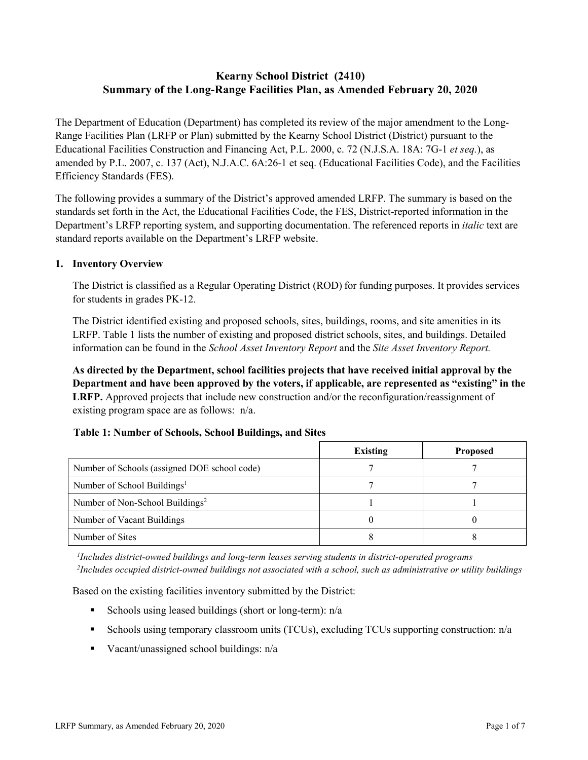# Kearny School District (2410)
# Summary of the Long-Range Facilities Plan, as Amended February 20, 2020

The Department of Education (Department) has completed its review of the major amendment to the Long-Range Facilities Plan (LRFP or Plan) submitted by the Kearny School District (District) pursuant to the Educational Facilities Construction and Financing Act, P.L. 2000, c. 72 (N.J.S.A. 18A: 7G-1 *et seq.*), as amended by P.L. 2007, c. 137 (Act), N.J.A.C. 6A:26-1 et seq. (Educational Facilities Code), and the Facilities Efficiency Standards (FES).

The following provides a summary of the District's approved amended LRFP. The summary is based on the standards set forth in the Act, the Educational Facilities Code, the FES, District-reported information in the Department's LRFP reporting system, and supporting documentation. The referenced reports in *italic* text are standard reports available on the Department's LRFP website.

## 1. Inventory Overview

The District is classified as a Regular Operating District (ROD) for funding purposes. It provides services for students in grades PK-12.

The District identified existing and proposed schools, sites, buildings, rooms, and site amenities in its LRFP. Table 1 lists the number of existing and proposed district schools, sites, and buildings. Detailed information can be found in the *School Asset Inventory Report* and the *Site Asset Inventory Report.*

**As directed by the Department, school facilities projects that have received initial approval by the Department and have been approved by the voters, if applicable, are represented as "existing" in the LRFP.** Approved projects that include new construction and/or the reconfiguration/reassignment of existing program space are as follows: n/a.

**Table 1: Number of Schools, School Buildings, and Sites**

| | Existing | Proposed |
|---|---|---|
| Number of Schools (assigned DOE school code) | 7 | 7 |
| Number of School Buildings[1] | 7 | 7 |
| Number of Non-School Buildings[2] | 1 | 1 |
| Number of Vacant Buildings | 0 | 0 |
| Number of Sites | 8 | 8 |

*[1]Includes district-owned buildings and long-term leases serving students in district-operated programs*
*[2]Includes occupied district-owned buildings not associated with a school, such as administrative or utility buildings*

Based on the existing facilities inventory submitted by the District:

- Schools using leased buildings (short or long-term): n/a
- Schools using temporary classroom units (TCUs), excluding TCUs supporting construction: n/a
- Vacant/unassigned school buildings: n/a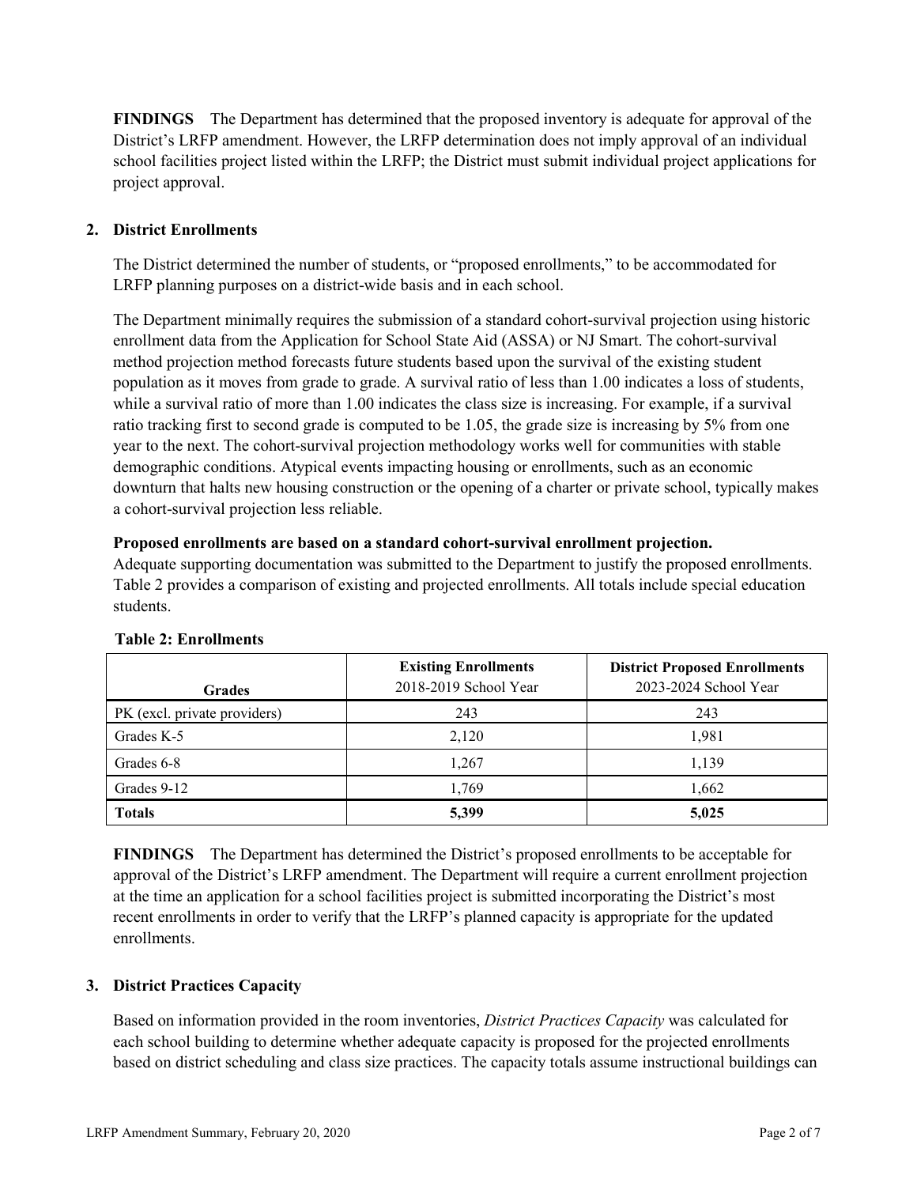**FINDINGS** The Department has determined that the proposed inventory is adequate for approval of the District's LRFP amendment. However, the LRFP determination does not imply approval of an individual school facilities project listed within the LRFP; the District must submit individual project applications for project approval.

## 2. District Enrollments

The District determined the number of students, or "proposed enrollments," to be accommodated for LRFP planning purposes on a district-wide basis and in each school.

The Department minimally requires the submission of a standard cohort-survival projection using historic enrollment data from the Application for School State Aid (ASSA) or NJ Smart. The cohort-survival method projection method forecasts future students based upon the survival of the existing student population as it moves from grade to grade. A survival ratio of less than 1.00 indicates a loss of students, while a survival ratio of more than 1.00 indicates the class size is increasing. For example, if a survival ratio tracking first to second grade is computed to be 1.05, the grade size is increasing by 5% from one year to the next. The cohort-survival projection methodology works well for communities with stable demographic conditions. Atypical events impacting housing or enrollments, such as an economic downturn that halts new housing construction or the opening of a charter or private school, typically makes a cohort-survival projection less reliable.

**Proposed enrollments are based on a standard cohort-survival enrollment projection.**
Adequate supporting documentation was submitted to the Department to justify the proposed enrollments. Table 2 provides a comparison of existing and projected enrollments. All totals include special education students.

**Table 2: Enrollments**

| Grades | **Existing Enrollments** 2018-2019 School Year | **District Proposed Enrollments** 2023-2024 School Year |
|---|---|---|
| PK (excl. private providers) | 243 | 243 |
| Grades K-5 | 2,120 | 1,981 |
| Grades 6-8 | 1,267 | 1,139 |
| Grades 9-12 | 1,769 | 1,662 |
| **Totals** | **5,399** | **5,025** |

**FINDINGS** The Department has determined the District's proposed enrollments to be acceptable for approval of the District's LRFP amendment. The Department will require a current enrollment projection at the time an application for a school facilities project is submitted incorporating the District's most recent enrollments in order to verify that the LRFP's planned capacity is appropriate for the updated enrollments.

## 3. District Practices Capacity

Based on information provided in the room inventories, *District Practices Capacity* was calculated for each school building to determine whether adequate capacity is proposed for the projected enrollments based on district scheduling and class size practices. The capacity totals assume instructional buildings can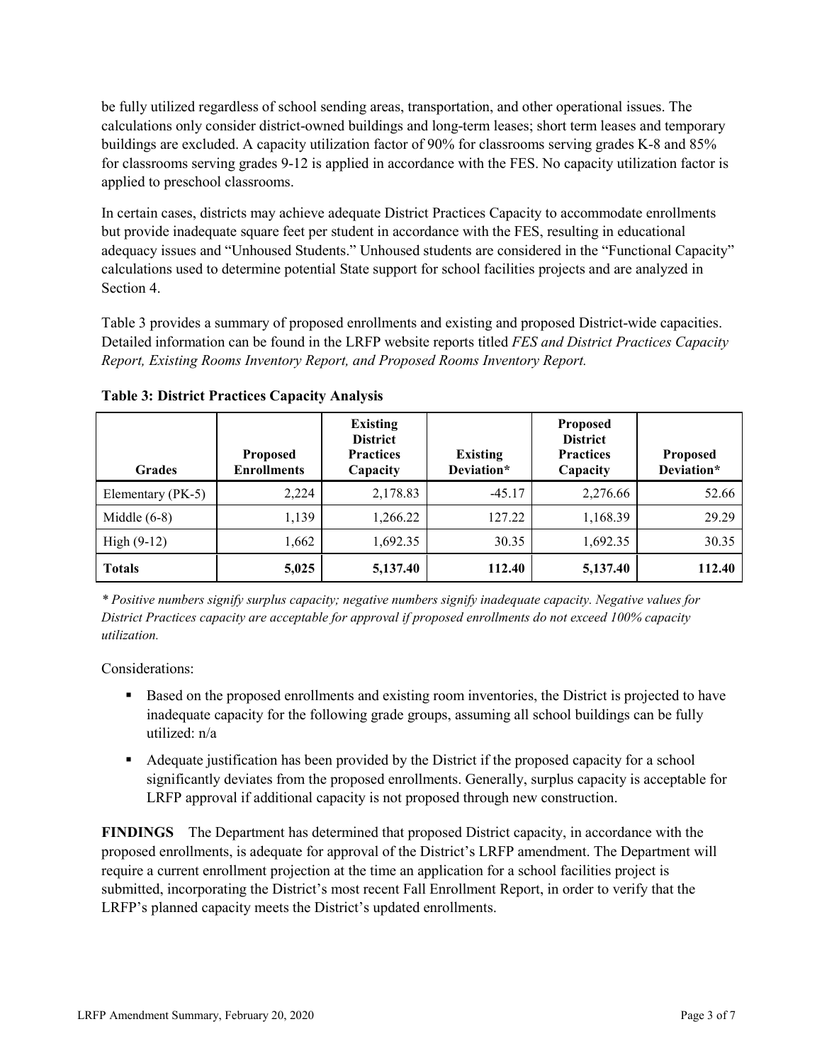be fully utilized regardless of school sending areas, transportation, and other operational issues. The calculations only consider district-owned buildings and long-term leases; short term leases and temporary buildings are excluded. A capacity utilization factor of 90% for classrooms serving grades K-8 and 85% for classrooms serving grades 9-12 is applied in accordance with the FES. No capacity utilization factor is applied to preschool classrooms.

In certain cases, districts may achieve adequate District Practices Capacity to accommodate enrollments but provide inadequate square feet per student in accordance with the FES, resulting in educational adequacy issues and "Unhoused Students." Unhoused students are considered in the "Functional Capacity" calculations used to determine potential State support for school facilities projects and are analyzed in Section 4.

Table 3 provides a summary of proposed enrollments and existing and proposed District-wide capacities. Detailed information can be found in the LRFP website reports titled *FES and District Practices Capacity Report, Existing Rooms Inventory Report, and Proposed Rooms Inventory Report.*

**Table 3: District Practices Capacity Analysis**

| Grades | Proposed Enrollments | Existing District Practices Capacity | Existing Deviation* | Proposed District Practices Capacity | Proposed Deviation* |
|---|---|---|---|---|---|
| Elementary (PK-5) | 2,224 | 2,178.83 | -45.17 | 2,276.66 | 52.66 |
| Middle (6-8) | 1,139 | 1,266.22 | 127.22 | 1,168.39 | 29.29 |
| High (9-12) | 1,662 | 1,692.35 | 30.35 | 1,692.35 | 30.35 |
| **Totals** | **5,025** | **5,137.40** | **112.40** | **5,137.40** | **112.40** |

*\* Positive numbers signify surplus capacity; negative numbers signify inadequate capacity. Negative values for District Practices capacity are acceptable for approval if proposed enrollments do not exceed 100% capacity utilization.*

Considerations:

- Based on the proposed enrollments and existing room inventories, the District is projected to have inadequate capacity for the following grade groups, assuming all school buildings can be fully utilized: n/a
- Adequate justification has been provided by the District if the proposed capacity for a school significantly deviates from the proposed enrollments. Generally, surplus capacity is acceptable for LRFP approval if additional capacity is not proposed through new construction.

**FINDINGS** The Department has determined that proposed District capacity, in accordance with the proposed enrollments, is adequate for approval of the District's LRFP amendment. The Department will require a current enrollment projection at the time an application for a school facilities project is submitted, incorporating the District's most recent Fall Enrollment Report, in order to verify that the LRFP's planned capacity meets the District's updated enrollments.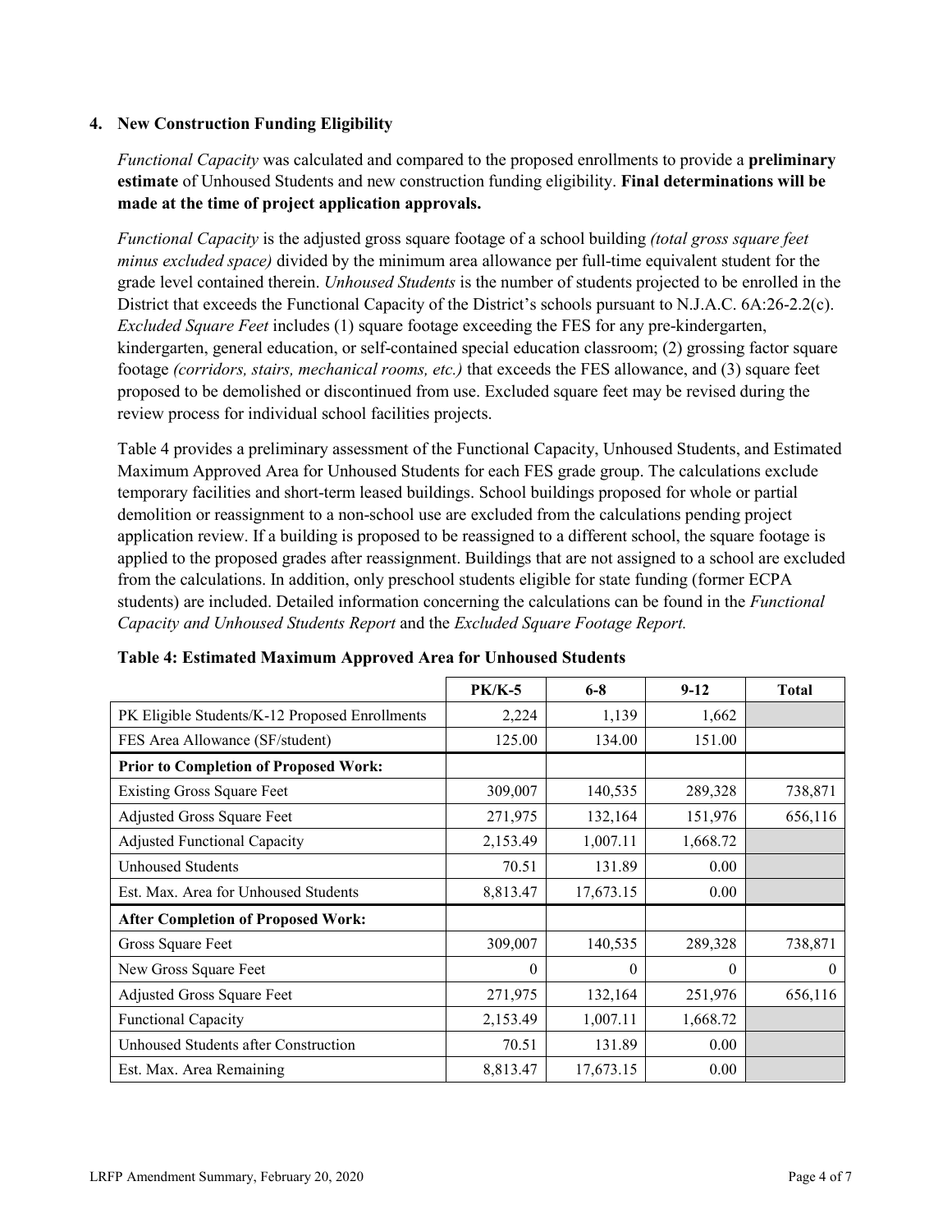### 4. New Construction Funding Eligibility

*Functional Capacity* was calculated and compared to the proposed enrollments to provide a **preliminary estimate** of Unhoused Students and new construction funding eligibility. **Final determinations will be made at the time of project application approvals.**

*Functional Capacity* is the adjusted gross square footage of a school building *(total gross square feet minus excluded space)* divided by the minimum area allowance per full-time equivalent student for the grade level contained therein. *Unhoused Students* is the number of students projected to be enrolled in the District that exceeds the Functional Capacity of the District's schools pursuant to N.J.A.C. 6A:26-2.2(c). *Excluded Square Feet* includes (1) square footage exceeding the FES for any pre-kindergarten, kindergarten, general education, or self-contained special education classroom; (2) grossing factor square footage *(corridors, stairs, mechanical rooms, etc.)* that exceeds the FES allowance, and (3) square feet proposed to be demolished or discontinued from use. Excluded square feet may be revised during the review process for individual school facilities projects.

Table 4 provides a preliminary assessment of the Functional Capacity, Unhoused Students, and Estimated Maximum Approved Area for Unhoused Students for each FES grade group. The calculations exclude temporary facilities and short-term leased buildings. School buildings proposed for whole or partial demolition or reassignment to a non-school use are excluded from the calculations pending project application review. If a building is proposed to be reassigned to a different school, the square footage is applied to the proposed grades after reassignment. Buildings that are not assigned to a school are excluded from the calculations. In addition, only preschool students eligible for state funding (former ECPA students) are included. Detailed information concerning the calculations can be found in the *Functional Capacity and Unhoused Students Report* and the *Excluded Square Footage Report.*

**Table 4: Estimated Maximum Approved Area for Unhoused Students**

| | PK/K-5 | 6-8 | 9-12 | Total |
|---|---|---|---|---|
| PK Eligible Students/K-12 Proposed Enrollments | 2,224 | 1,139 | 1,662 | |
| FES Area Allowance (SF/student) | 125.00 | 134.00 | 151.00 | |
| **Prior to Completion of Proposed Work:** | | | | |
| Existing Gross Square Feet | 309,007 | 140,535 | 289,328 | 738,871 |
| Adjusted Gross Square Feet | 271,975 | 132,164 | 151,976 | 656,116 |
| Adjusted Functional Capacity | 2,153.49 | 1,007.11 | 1,668.72 | |
| Unhoused Students | 70.51 | 131.89 | 0.00 | |
| Est. Max. Area for Unhoused Students | 8,813.47 | 17,673.15 | 0.00 | |
| **After Completion of Proposed Work:** | | | | |
| Gross Square Feet | 309,007 | 140,535 | 289,328 | 738,871 |
| New Gross Square Feet | 0 | 0 | 0 | 0 |
| Adjusted Gross Square Feet | 271,975 | 132,164 | 251,976 | 656,116 |
| Functional Capacity | 2,153.49 | 1,007.11 | 1,668.72 | |
| Unhoused Students after Construction | 70.51 | 131.89 | 0.00 | |
| Est. Max. Area Remaining | 8,813.47 | 17,673.15 | 0.00 | |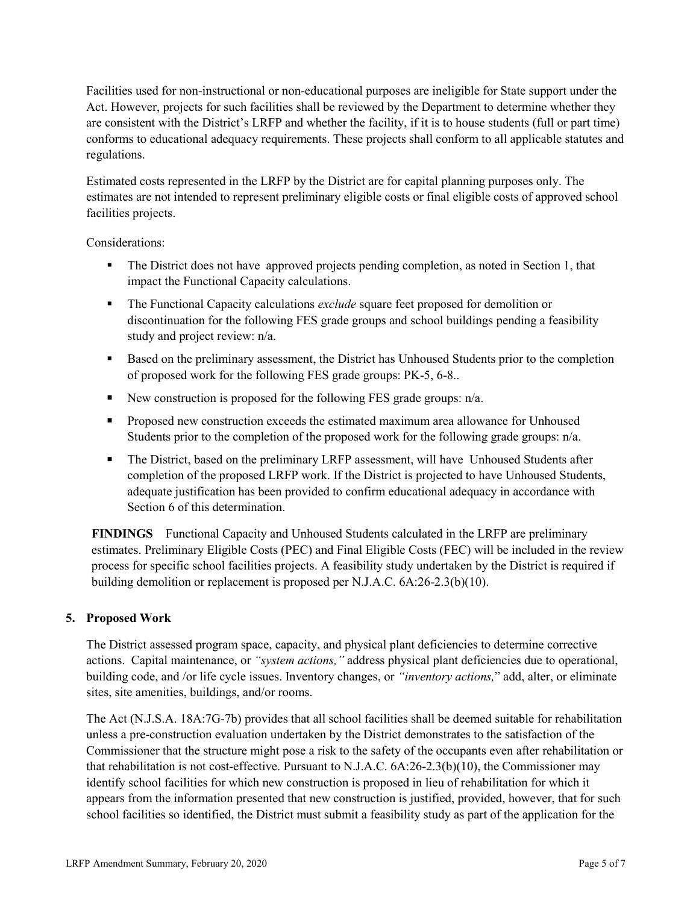Facilities used for non-instructional or non-educational purposes are ineligible for State support under the Act. However, projects for such facilities shall be reviewed by the Department to determine whether they are consistent with the District's LRFP and whether the facility, if it is to house students (full or part time) conforms to educational adequacy requirements. These projects shall conform to all applicable statutes and regulations.

Estimated costs represented in the LRFP by the District are for capital planning purposes only. The estimates are not intended to represent preliminary eligible costs or final eligible costs of approved school facilities projects.

Considerations:

- The District does not have approved projects pending completion, as noted in Section 1, that impact the Functional Capacity calculations.
- The Functional Capacity calculations *exclude* square feet proposed for demolition or discontinuation for the following FES grade groups and school buildings pending a feasibility study and project review: n/a.
- Based on the preliminary assessment, the District has Unhoused Students prior to the completion of proposed work for the following FES grade groups: PK-5, 6-8..
- New construction is proposed for the following FES grade groups: n/a.
- Proposed new construction exceeds the estimated maximum area allowance for Unhoused Students prior to the completion of the proposed work for the following grade groups: n/a.
- The District, based on the preliminary LRFP assessment, will have Unhoused Students after completion of the proposed LRFP work. If the District is projected to have Unhoused Students, adequate justification has been provided to confirm educational adequacy in accordance with Section 6 of this determination.

**FINDINGS** Functional Capacity and Unhoused Students calculated in the LRFP are preliminary estimates. Preliminary Eligible Costs (PEC) and Final Eligible Costs (FEC) will be included in the review process for specific school facilities projects. A feasibility study undertaken by the District is required if building demolition or replacement is proposed per N.J.A.C. 6A:26-2.3(b)(10).

## 5. Proposed Work

The District assessed program space, capacity, and physical plant deficiencies to determine corrective actions. Capital maintenance, or *"system actions,"* address physical plant deficiencies due to operational, building code, and /or life cycle issues. Inventory changes, or *"inventory actions,"* add, alter, or eliminate sites, site amenities, buildings, and/or rooms.

The Act (N.J.S.A. 18A:7G-7b) provides that all school facilities shall be deemed suitable for rehabilitation unless a pre-construction evaluation undertaken by the District demonstrates to the satisfaction of the Commissioner that the structure might pose a risk to the safety of the occupants even after rehabilitation or that rehabilitation is not cost-effective. Pursuant to N.J.A.C. 6A:26-2.3(b)(10), the Commissioner may identify school facilities for which new construction is proposed in lieu of rehabilitation for which it appears from the information presented that new construction is justified, provided, however, that for such school facilities so identified, the District must submit a feasibility study as part of the application for the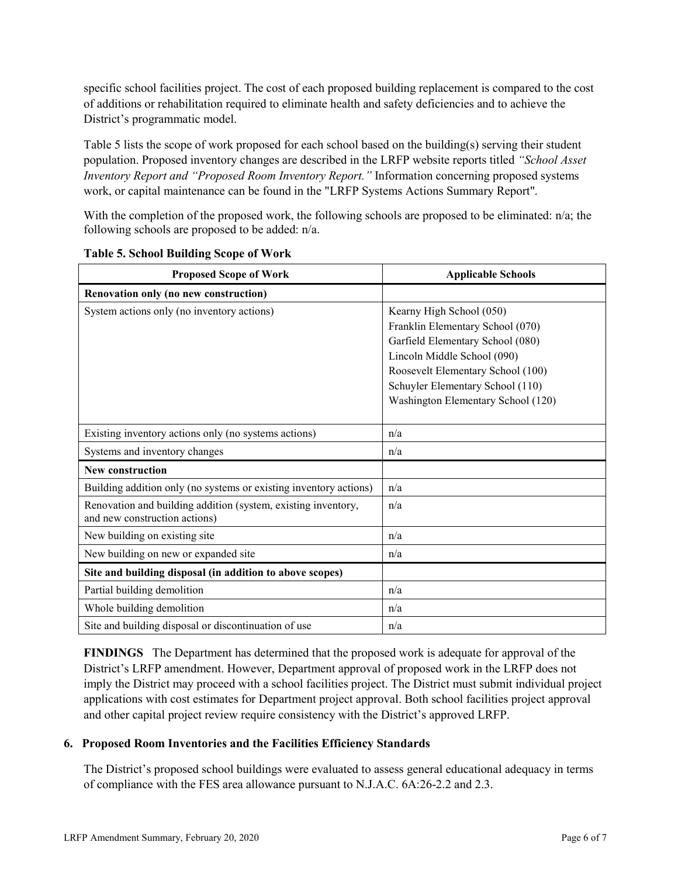specific school facilities project. The cost of each proposed building replacement is compared to the cost of additions or rehabilitation required to eliminate health and safety deficiencies and to achieve the District's programmatic model.

Table 5 lists the scope of work proposed for each school based on the building(s) serving their student population. Proposed inventory changes are described in the LRFP website reports titled *"School Asset Inventory Report and "Proposed Room Inventory Report."* Information concerning proposed systems work, or capital maintenance can be found in the "LRFP Systems Actions Summary Report".

With the completion of the proposed work, the following schools are proposed to be eliminated: n/a; the following schools are proposed to be added: n/a.

**Table 5. School Building Scope of Work**

| Proposed Scope of Work | Applicable Schools |
|---|---|
| **Renovation only (no new construction)** | |
| System actions only (no inventory actions) | Kearny High School (050)<br>Franklin Elementary School (070)<br>Garfield Elementary School (080)<br>Lincoln Middle School (090)<br>Roosevelt Elementary School (100)<br>Schuyler Elementary School (110)<br>Washington Elementary School (120) |
| Existing inventory actions only (no systems actions) | n/a |
| Systems and inventory changes | n/a |
| **New construction** | |
| Building addition only (no systems or existing inventory actions) | n/a |
| Renovation and building addition (system, existing inventory, and new construction actions) | n/a |
| New building on existing site | n/a |
| New building on new or expanded site | n/a |
| **Site and building disposal (in addition to above scopes)** | |
| Partial building demolition | n/a |
| Whole building demolition | n/a |
| Site and building disposal or discontinuation of use | n/a |

**FINDINGS** The Department has determined that the proposed work is adequate for approval of the District's LRFP amendment. However, Department approval of proposed work in the LRFP does not imply the District may proceed with a school facilities project. The District must submit individual project applications with cost estimates for Department project approval. Both school facilities project approval and other capital project review require consistency with the District's approved LRFP.

## 6. Proposed Room Inventories and the Facilities Efficiency Standards

The District's proposed school buildings were evaluated to assess general educational adequacy in terms of compliance with the FES area allowance pursuant to N.J.A.C. 6A:26-2.2 and 2.3.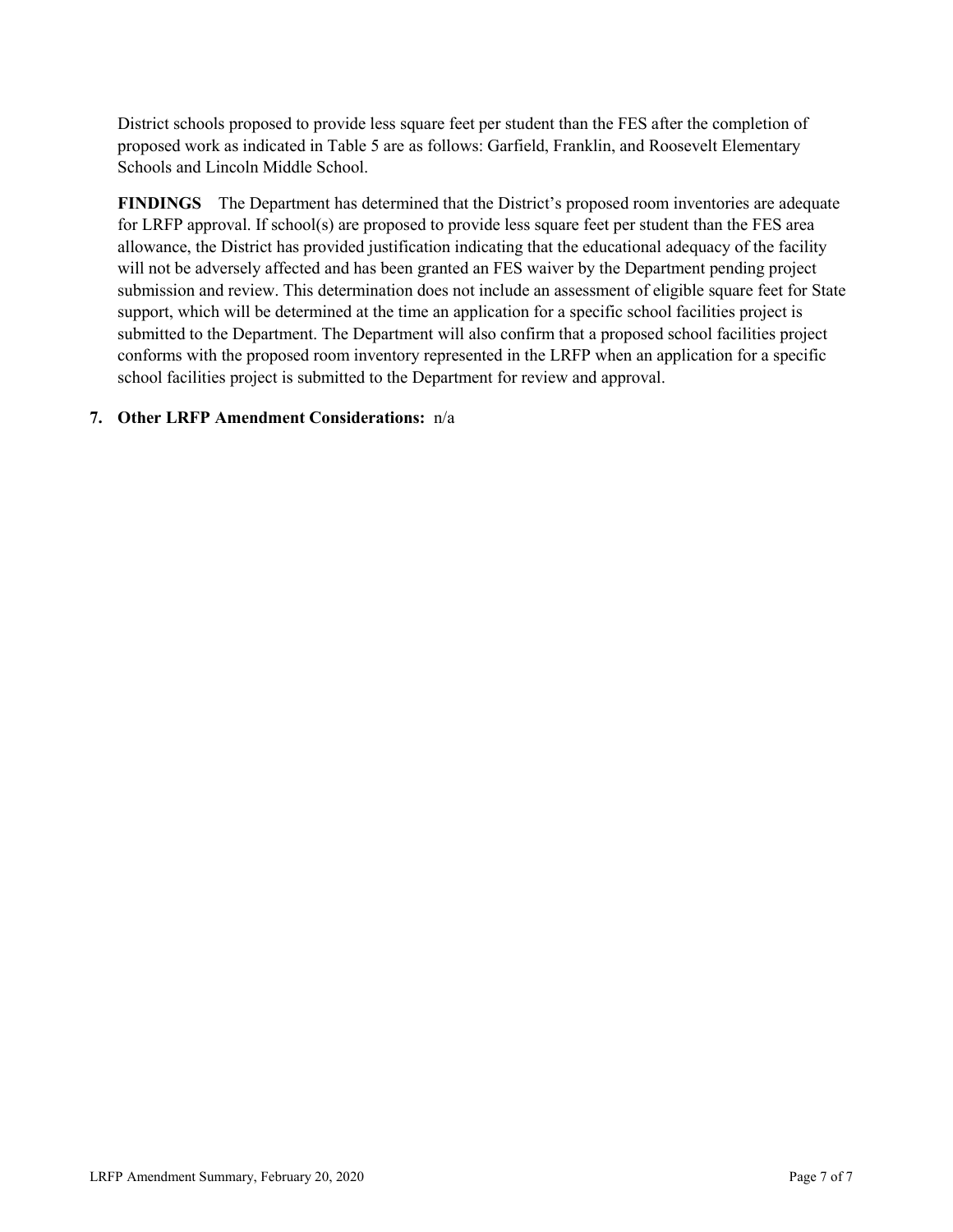District schools proposed to provide less square feet per student than the FES after the completion of proposed work as indicated in Table 5 are as follows: Garfield, Franklin, and Roosevelt Elementary Schools and Lincoln Middle School.

**FINDINGS** The Department has determined that the District's proposed room inventories are adequate for LRFP approval. If school(s) are proposed to provide less square feet per student than the FES area allowance, the District has provided justification indicating that the educational adequacy of the facility will not be adversely affected and has been granted an FES waiver by the Department pending project submission and review. This determination does not include an assessment of eligible square feet for State support, which will be determined at the time an application for a specific school facilities project is submitted to the Department. The Department will also confirm that a proposed school facilities project conforms with the proposed room inventory represented in the LRFP when an application for a specific school facilities project is submitted to the Department for review and approval.

**7. Other LRFP Amendment Considerations:** n/a